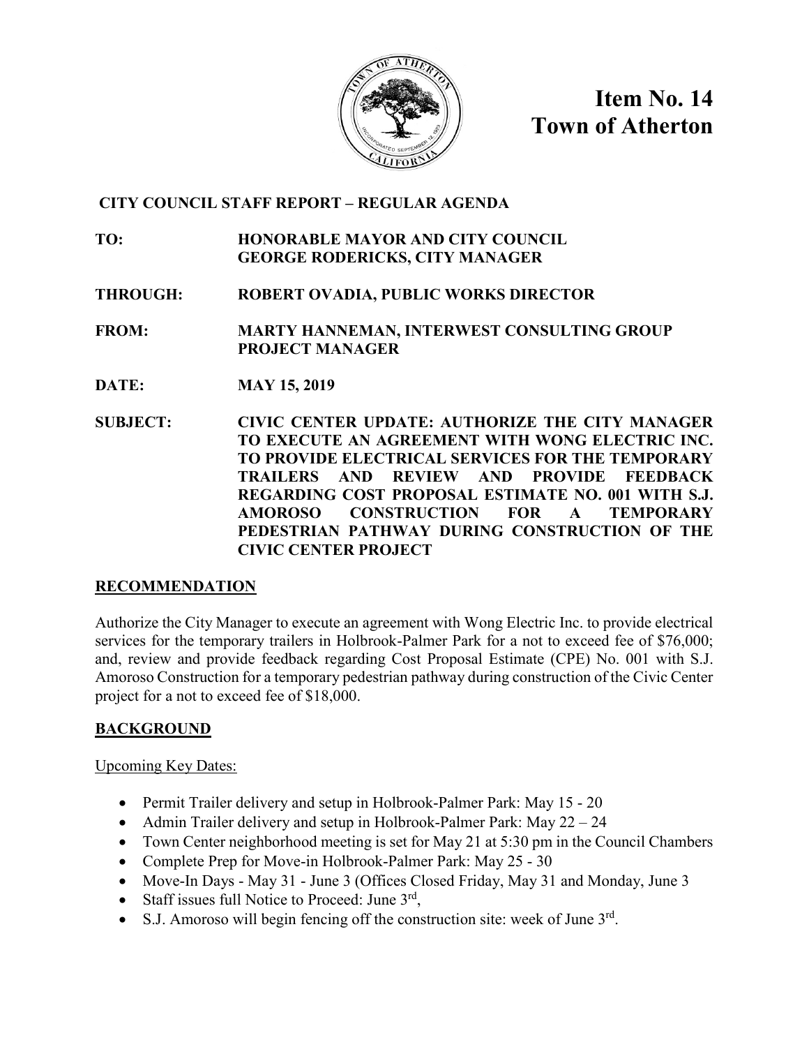# Item No. 14
# Town of Atherton

**CITY COUNCIL STAFF REPORT – REGULAR AGENDA**

**TO:** **HONORABLE MAYOR AND CITY COUNCIL**
**GEORGE RODERICKS, CITY MANAGER**

**THROUGH:** **ROBERT OVADIA, PUBLIC WORKS DIRECTOR**

**FROM:** **MARTY HANNEMAN, INTERWEST CONSULTING GROUP PROJECT MANAGER**

**DATE:** **MAY 15, 2019**

**SUBJECT:** **CIVIC CENTER UPDATE: AUTHORIZE THE CITY MANAGER TO EXECUTE AN AGREEMENT WITH WONG ELECTRIC INC. TO PROVIDE ELECTRICAL SERVICES FOR THE TEMPORARY TRAILERS AND REVIEW AND PROVIDE FEEDBACK REGARDING COST PROPOSAL ESTIMATE NO. 001 WITH S.J. AMOROSO CONSTRUCTION FOR A TEMPORARY PEDESTRIAN PATHWAY DURING CONSTRUCTION OF THE CIVIC CENTER PROJECT**

## RECOMMENDATION

Authorize the City Manager to execute an agreement with Wong Electric Inc. to provide electrical services for the temporary trailers in Holbrook-Palmer Park for a not to exceed fee of $76,000; and, review and provide feedback regarding Cost Proposal Estimate (CPE) No. 001 with S.J. Amoroso Construction for a temporary pedestrian pathway during construction of the Civic Center project for a not to exceed fee of $18,000.

## BACKGROUND

Upcoming Key Dates:

- Permit Trailer delivery and setup in Holbrook-Palmer Park: May 15 - 20
- Admin Trailer delivery and setup in Holbrook-Palmer Park: May 22 – 24
- Town Center neighborhood meeting is set for May 21 at 5:30 pm in the Council Chambers
- Complete Prep for Move-in Holbrook-Palmer Park: May 25 - 30
- Move-In Days - May 31 - June 3 (Offices Closed Friday, May 31 and Monday, June 3
- Staff issues full Notice to Proceed: June 3rd,
- S.J. Amoroso will begin fencing off the construction site: week of June 3rd.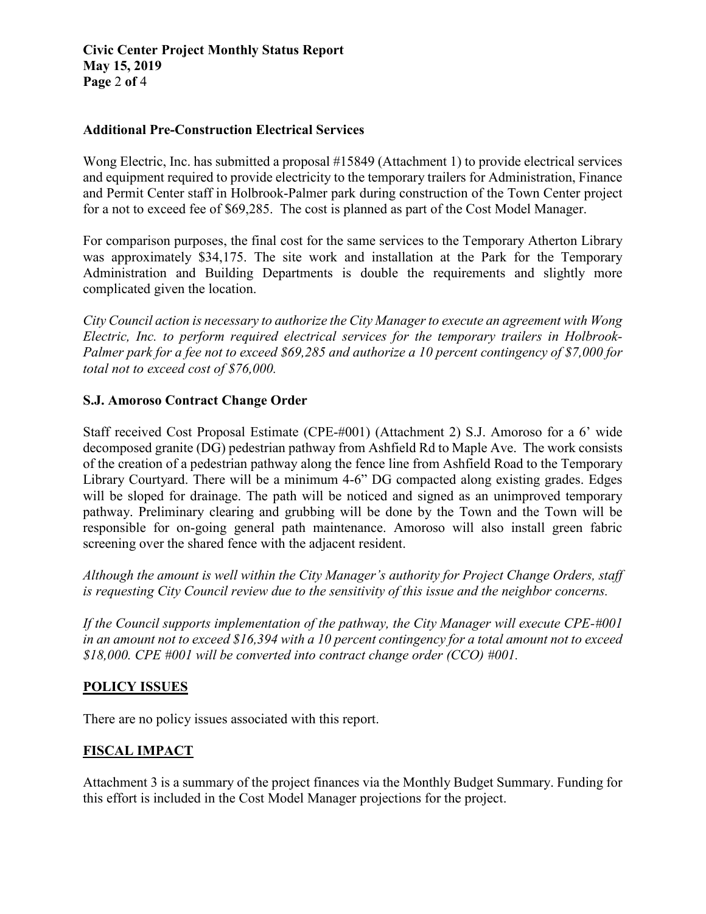### Additional Pre-Construction Electrical Services

Wong Electric, Inc. has submitted a proposal #15849 (Attachment 1) to provide electrical services and equipment required to provide electricity to the temporary trailers for Administration, Finance and Permit Center staff in Holbrook-Palmer park during construction of the Town Center project for a not to exceed fee of $69,285. The cost is planned as part of the Cost Model Manager.

For comparison purposes, the final cost for the same services to the Temporary Atherton Library was approximately $34,175. The site work and installation at the Park for the Temporary Administration and Building Departments is double the requirements and slightly more complicated given the location.

*City Council action is necessary to authorize the City Manager to execute an agreement with Wong Electric, Inc. to perform required electrical services for the temporary trailers in Holbrook-Palmer park for a fee not to exceed $69,285 and authorize a 10 percent contingency of $7,000 for total not to exceed cost of $76,000.*

### S.J. Amoroso Contract Change Order

Staff received Cost Proposal Estimate (CPE-#001) (Attachment 2) S.J. Amoroso for a 6' wide decomposed granite (DG) pedestrian pathway from Ashfield Rd to Maple Ave. The work consists of the creation of a pedestrian pathway along the fence line from Ashfield Road to the Temporary Library Courtyard. There will be a minimum 4-6" DG compacted along existing grades. Edges will be sloped for drainage. The path will be noticed and signed as an unimproved temporary pathway. Preliminary clearing and grubbing will be done by the Town and the Town will be responsible for on-going general path maintenance. Amoroso will also install green fabric screening over the shared fence with the adjacent resident.

*Although the amount is well within the City Manager's authority for Project Change Orders, staff is requesting City Council review due to the sensitivity of this issue and the neighbor concerns.*

*If the Council supports implementation of the pathway, the City Manager will execute CPE-#001 in an amount not to exceed $16,394 with a 10 percent contingency for a total amount not to exceed $18,000. CPE #001 will be converted into contract change order (CCO) #001.*

## POLICY ISSUES

There are no policy issues associated with this report.

## FISCAL IMPACT

Attachment 3 is a summary of the project finances via the Monthly Budget Summary. Funding for this effort is included in the Cost Model Manager projections for the project.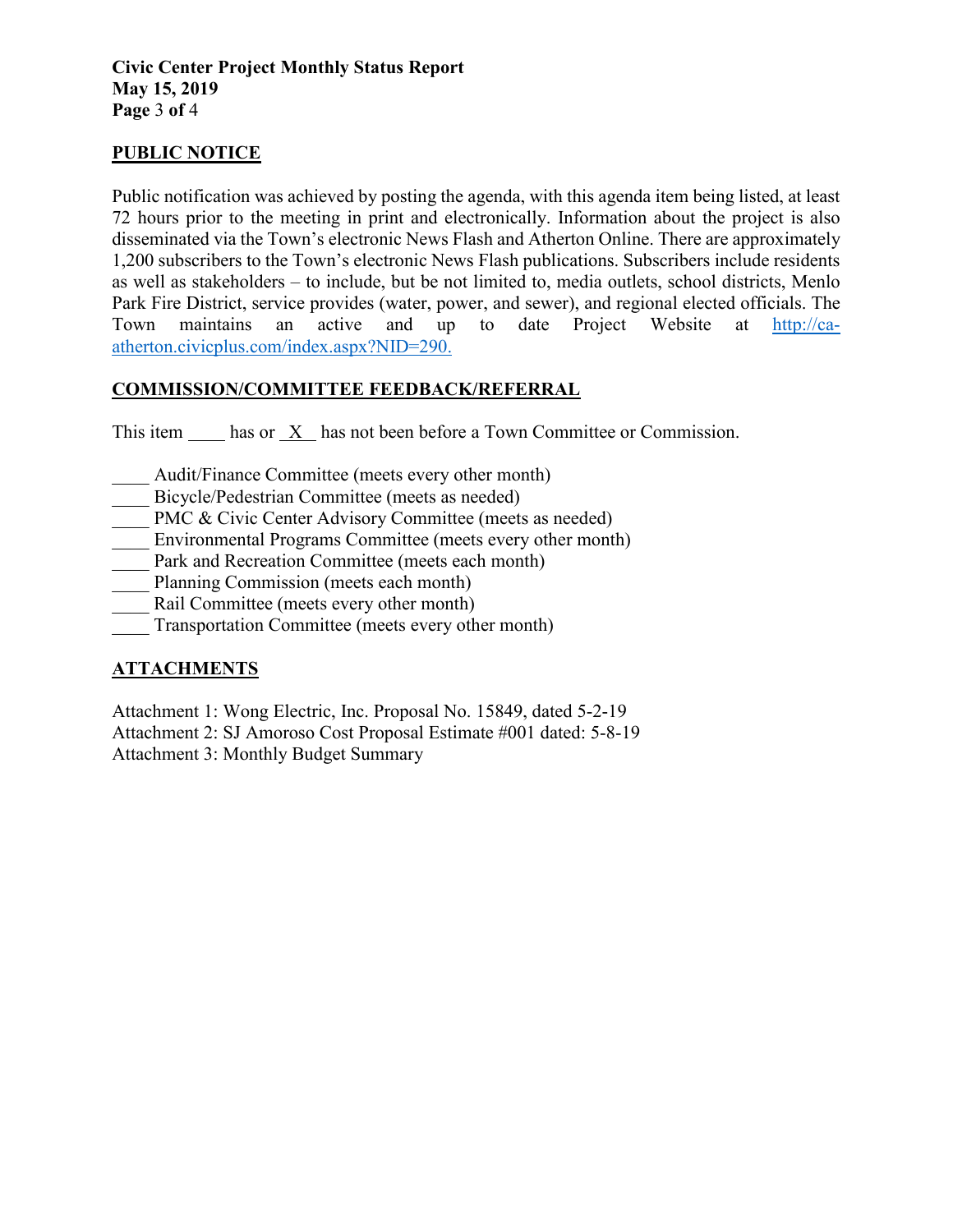## PUBLIC NOTICE

Public notification was achieved by posting the agenda, with this agenda item being listed, at least 72 hours prior to the meeting in print and electronically. Information about the project is also disseminated via the Town's electronic News Flash and Atherton Online. There are approximately 1,200 subscribers to the Town's electronic News Flash publications. Subscribers include residents as well as stakeholders – to include, but be not limited to, media outlets, school districts, Menlo Park Fire District, service provides (water, power, and sewer), and regional elected officials. The Town maintains an active and up to date Project Website at [http://ca-atherton.civicplus.com/index.aspx?NID=290.](http://ca-atherton.civicplus.com/index.aspx?NID=290)

## COMMISSION/COMMITTEE FEEDBACK/REFERRAL

This item \_\_\_\_ has or \_X\_ has not been before a Town Committee or Commission.

\_\_\_\_ Audit/Finance Committee (meets every other month)
\_\_\_\_ Bicycle/Pedestrian Committee (meets as needed)
\_\_\_\_ PMC & Civic Center Advisory Committee (meets as needed)
\_\_\_\_ Environmental Programs Committee (meets every other month)
\_\_\_\_ Park and Recreation Committee (meets each month)
\_\_\_\_ Planning Commission (meets each month)
\_\_\_\_ Rail Committee (meets every other month)
\_\_\_\_ Transportation Committee (meets every other month)

## ATTACHMENTS

Attachment 1: Wong Electric, Inc. Proposal No. 15849, dated 5-2-19
Attachment 2: SJ Amoroso Cost Proposal Estimate #001 dated: 5-8-19
Attachment 3: Monthly Budget Summary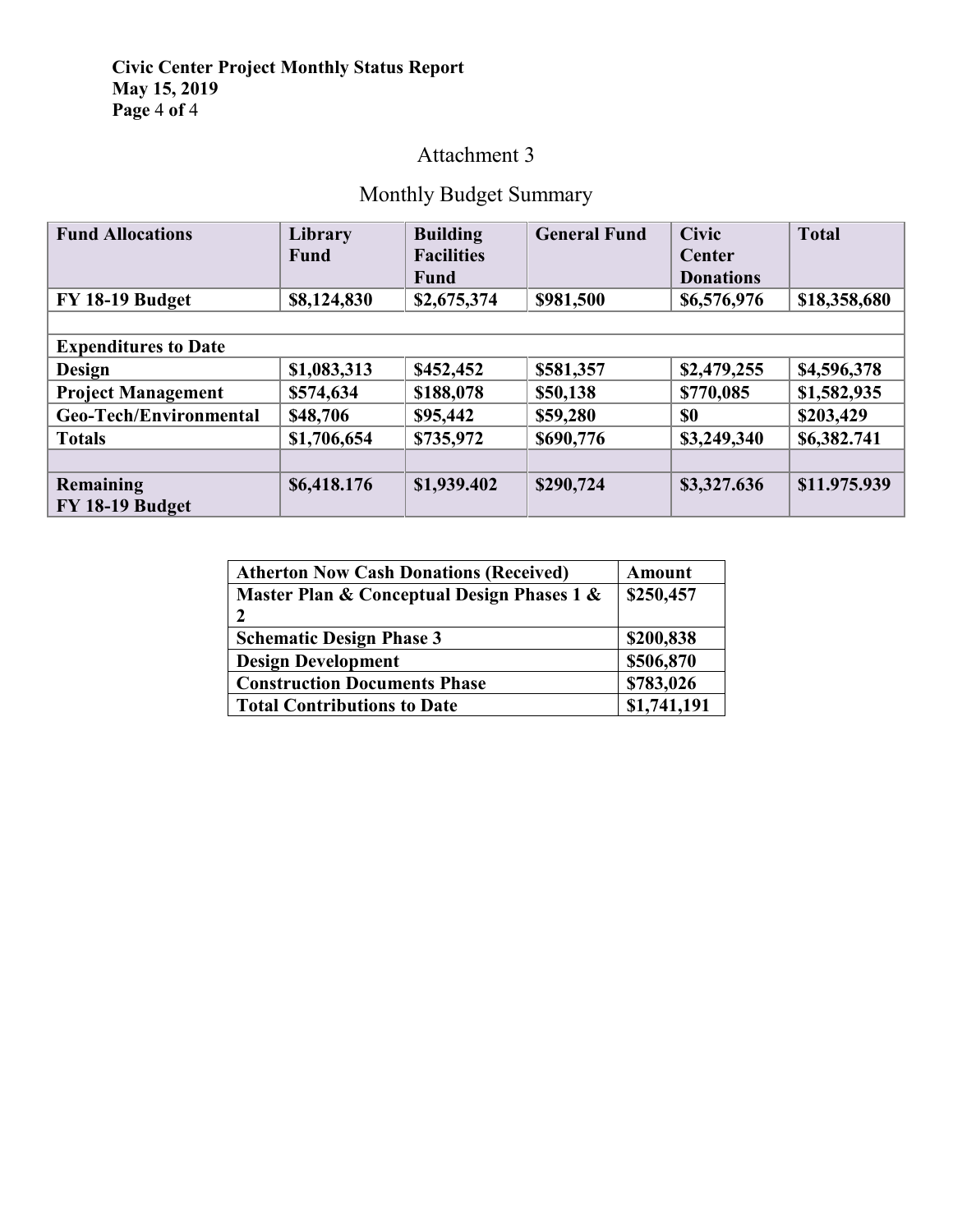## Attachment 3

## Monthly Budget Summary

| Fund Allocations | Library Fund | Building Facilities Fund | General Fund | Civic Center Donations | Total |
|---|---|---|---|---|---|
| **FY 18-19 Budget** | **$8,124,830** | **$2,675,374** | **$981,500** | **$6,576,976** | **$18,358,680** |
| | | | | | |
| **Expenditures to Date** | | | | | |
| **Design** | **$1,083,313** | **$452,452** | **$581,357** | **$2,479,255** | **$4,596,378** |
| **Project Management** | **$574,634** | **$188,078** | **$50,138** | **$770,085** | **$1,582,935** |
| **Geo-Tech/Environmental** | **$48,706** | **$95,442** | **$59,280** | **$0** | **$203,429** |
| **Totals** | **$1,706,654** | **$735,972** | **$690,776** | **$3,249,340** | **$6,382.741** |
| | | | | | |
| **Remaining FY 18-19 Budget** | **$6,418.176** | **$1,939.402** | **$290,724** | **$3,327.636** | **$11.975.939** |

| Atherton Now Cash Donations (Received) | Amount |
|---|---|
| **Master Plan & Conceptual Design Phases 1 & 2** | **$250,457** |
| **Schematic Design Phase 3** | **$200,838** |
| **Design Development** | **$506,870** |
| **Construction Documents Phase** | **$783,026** |
| **Total Contributions to Date** | **$1,741,191** |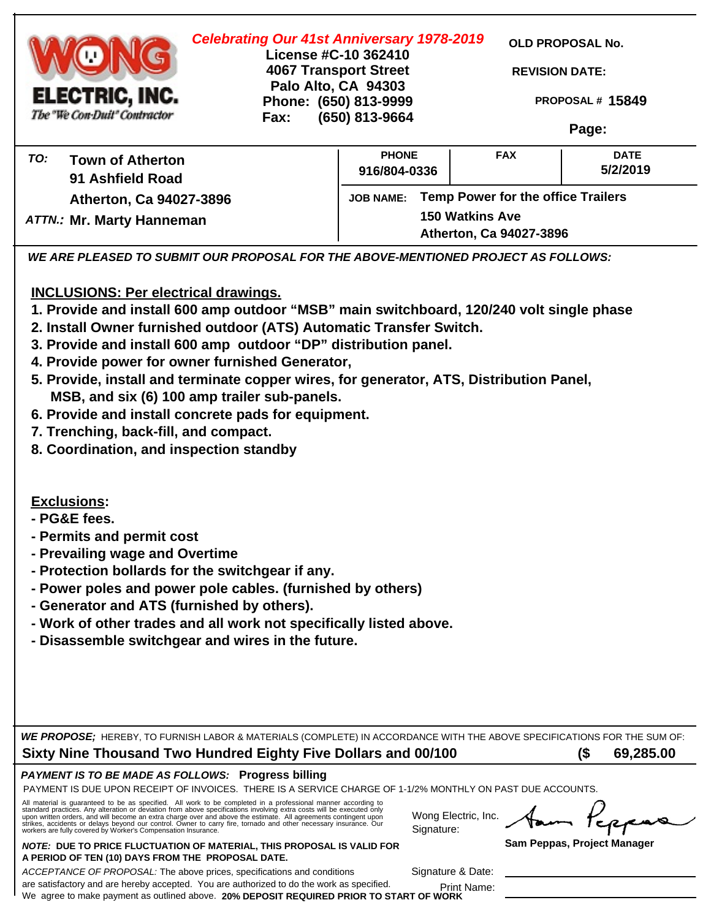**WONG ELECTRIC, INC.**
*The "We Con-Duit" Contractor*

*Celebrating Our 41st Anniversary 1978-2019*

**License #C-10 362410**
**4067 Transport Street**
**Palo Alto, CA 94303**
**Phone: (650) 813-9999**
**Fax: (650) 813-9664**

**OLD PROPOSAL No.**

**REVISION DATE:**

**PROPOSAL # 15849**

**Page:**

| TO: Town of Atherton, 91 Ashfield Road, Atherton, Ca 94027-3896 | PHONE | FAX | DATE |
|---|---|---|---|
| ATTN.: Mr. Marty Hanneman | 916/804-0336 | | 5/2/2019 |

**JOB NAME:** Temp Power for the office Trailers
150 Watkins Ave
Atherton, Ca 94027-3896

***WE ARE PLEASED TO SUBMIT OUR PROPOSAL FOR THE ABOVE-MENTIONED PROJECT AS FOLLOWS:***

**INCLUSIONS: Per electrical drawings.**

1. Provide and install 600 amp outdoor "MSB" main switchboard, 120/240 volt single phase
2. Install Owner furnished outdoor (ATS) Automatic Transfer Switch.
3. Provide and install 600 amp outdoor "DP" distribution panel.
4. Provide power for owner furnished Generator,
5. Provide, install and terminate copper wires, for generator, ATS, Distribution Panel, MSB, and six (6) 100 amp trailer sub-panels.
6. Provide and install concrete pads for equipment.
7. Trenching, back-fill, and compact.
8. Coordination, and inspection standby

**Exclusions:**

- PG&E fees.
- Permits and permit cost
- Prevailing wage and Overtime
- Protection bollards for the switchgear if any.
- Power poles and power pole cables. (furnished by others)
- Generator and ATS (furnished by others).
- Work of other trades and all work not specifically listed above.
- Disassemble switchgear and wires in the future.

***WE PROPOSE;*** HEREBY, TO FURNISH LABOR & MATERIALS (COMPLETE) IN ACCORDANCE WITH THE ABOVE SPECIFICATIONS FOR THE SUM OF:

**Sixty Nine Thousand Two Hundred Eighty Five Dollars and 00/100 ($ 69,285.00**

***PAYMENT IS TO BE MADE AS FOLLOWS:*** **Progress billing**

PAYMENT IS DUE UPON RECEIPT OF INVOICES. THERE IS A SERVICE CHARGE OF 1-1/2% MONTHLY ON PAST DUE ACCOUNTS.

All material is guaranteed to be as specified. All work to be completed in a professional manner according to standard practices. Any alteration or deviation from above specifications involving extra costs will be executed only upon written orders, and will become an extra charge over and above the estimate. All agreements contingent upon strikes, accidents or delays beyond our control. Owner to carry fire, tornado and other necessary insurance. Our workers are fully covered by Worker's Compensation Insurance.

Wong Electric, Inc. Signature: Sam Peppas

**Sam Peppas, Project Manager**

***NOTE:*** **DUE TO PRICE FLUCTUATION OF MATERIAL, THIS PROPOSAL IS VALID FOR A PERIOD OF TEN (10) DAYS FROM THE PROPOSAL DATE.**

*ACCEPTANCE OF PROPOSAL:* The above prices, specifications and conditions are satisfactory and are hereby accepted. You are authorized to do the work as specified. We agree to make payment as outlined above. **20% DEPOSIT REQUIRED PRIOR TO START OF WORK**

Signature & Date: ____________________

Print Name: ____________________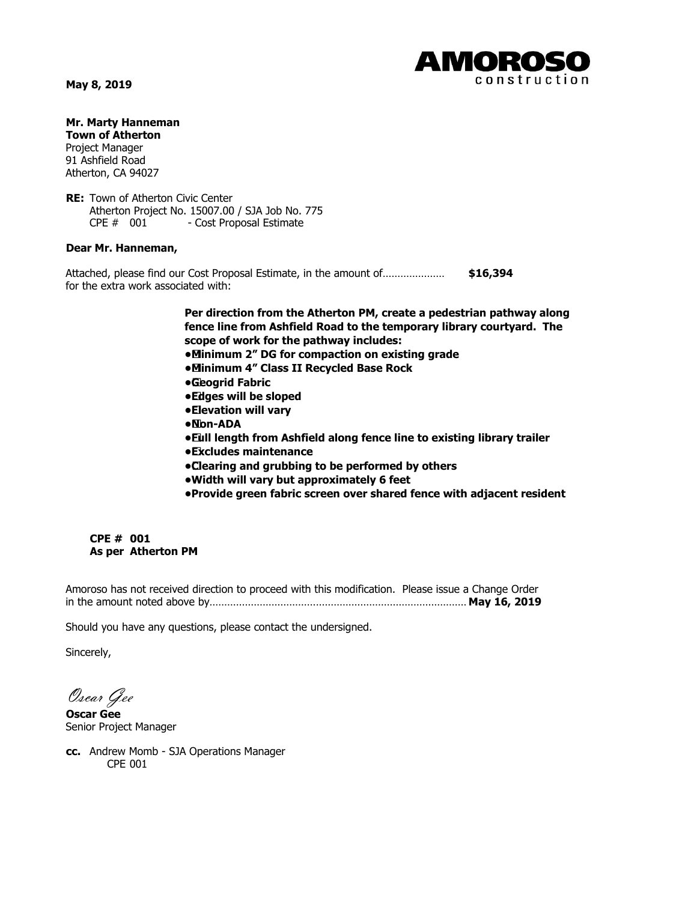**AMOROSO** construction

**May 8, 2019**

**Mr. Marty Hanneman**
**Town of Atherton**
Project Manager
91 Ashfield Road
Atherton, CA 94027

**RE:** Town of Atherton Civic Center
Atherton Project No. 15007.00 / SJA Job No. 775
CPE # 001 - Cost Proposal Estimate

**Dear Mr. Hanneman,**

Attached, please find our Cost Proposal Estimate, in the amount of………………… **$16,394**
for the extra work associated with:

**Per direction from the Atherton PM, create a pedestrian pathway along fence line from Ashfield Road to the temporary library courtyard. The scope of work for the pathway includes:**

- **Minimum 2" DG for compaction on existing grade**
- **Minimum 4" Class II Recycled Base Rock**
- **Geogrid Fabric**
- **Edges will be sloped**
- **Elevation will vary**
- **Non-ADA**
- **Full length from Ashfield along fence line to existing library trailer**
- **Excludes maintenance**
- **Clearing and grubbing to be performed by others**
- **Width will vary but approximately 6 feet**
- **Provide green fabric screen over shared fence with adjacent resident**

**CPE # 001**
**As per Atherton PM**

Amoroso has not received direction to proceed with this modification. Please issue a Change Order in the amount noted above by………………………………………………………………………… **May 16, 2019**

Should you have any questions, please contact the undersigned.

Sincerely,

*Oscar Gee*

**Oscar Gee**
Senior Project Manager

**cc.** Andrew Momb - SJA Operations Manager
CPE 001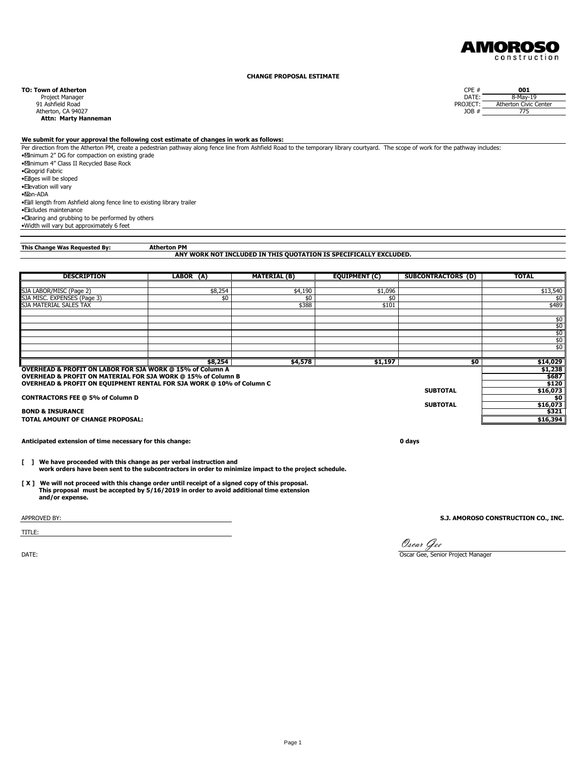AMOROSO construction

**CHANGE PROPOSAL ESTIMATE**

**TO: Town of Atherton**
Project Manager
91 Ashfield Road
Atherton, CA 94027
**Attn: Marty Hanneman**

| | |
|---|---|
| CPE # | **001** |
| DATE: | 8-May-19 |
| PROJECT: | Atherton Civic Center |
| JOB # | 775 |

**We submit for your approval the following cost estimate of changes in work as follows:**

Per direction from the Atherton PM, create a pedestrian pathway along fence line from Ashfield Road to the temporary library courtyard. The scope of work for the pathway includes:

- Minimum 2" DG for compaction on existing grade
- Minimum 4" Class II Recycled Base Rock
- Geogrid Fabric
- Edges will be sloped
- Elevation will vary
- Non-ADA
- Full length from Ashfield along fence line to existing library trailer
- Excludes maintenance
- Clearing and grubbing to be performed by others
- Width will vary but approximately 6 feet

**This Change Was Requested By:** **Atherton PM**

**ANY WORK NOT INCLUDED IN THIS QUOTATION IS SPECIFICALLY EXCLUDED.**

| DESCRIPTION | LABOR (A) | MATERIAL (B) | EQUIPMENT (C) | SUBCONTRACTORS (D) | TOTAL |
|---|---|---|---|---|---|
| SJA LABOR/MISC (Page 2) | $8,254 | $4,190 | $1,096 | | $13,540 |
| SJA MISC. EXPENSES (Page 3) | $0 | $0 | $0 | | $0 |
| SJA MATERIAL SALES TAX | | $388 | $101 | | $489 |
| | | | | | $0 |
| | | | | | $0 |
| | | | | | $0 |
| | | | | | $0 |
| | | | | | $0 |
| | **$8,254** | **$4,578** | **$1,197** | **$0** | **$14,029** |
| **OVERHEAD & PROFIT ON LABOR FOR SJA WORK @ 15% of Column A** | | | | | **$1,238** |
| **OVERHEAD & PROFIT ON MATERIAL FOR SJA WORK @ 15% of Column B** | | | | | **$687** |
| **OVERHEAD & PROFIT ON EQUIPMENT RENTAL FOR SJA WORK @ 10% of Column C** | | | | | **$120** |
| | | | | **SUBTOTAL** | **$16,073** |
| **CONTRACTORS FEE @ 5% of Column D** | | | | | **$0** |
| | | | | **SUBTOTAL** | **$16,073** |
| **BOND & INSURANCE** | | | | | **$321** |
| **TOTAL AMOUNT OF CHANGE PROPOSAL:** | | | | | **$16,394** |

**Anticipated extension of time necessary for this change:** **0 days**

**[ ] We have proceeded with this change as per verbal instruction and work orders have been sent to the subcontractors in order to minimize impact to the project schedule.**

**[ X ] We will not proceed with this change order until receipt of a signed copy of this proposal. This proposal must be accepted by 5/16/2019 in order to avoid additional time extension and/or expense.**

APPROVED BY: ______________________

TITLE: ______________________

DATE:

**S.J. AMOROSO CONSTRUCTION CO., INC.**

*Oscar Gee*
Oscar Gee, Senior Project Manager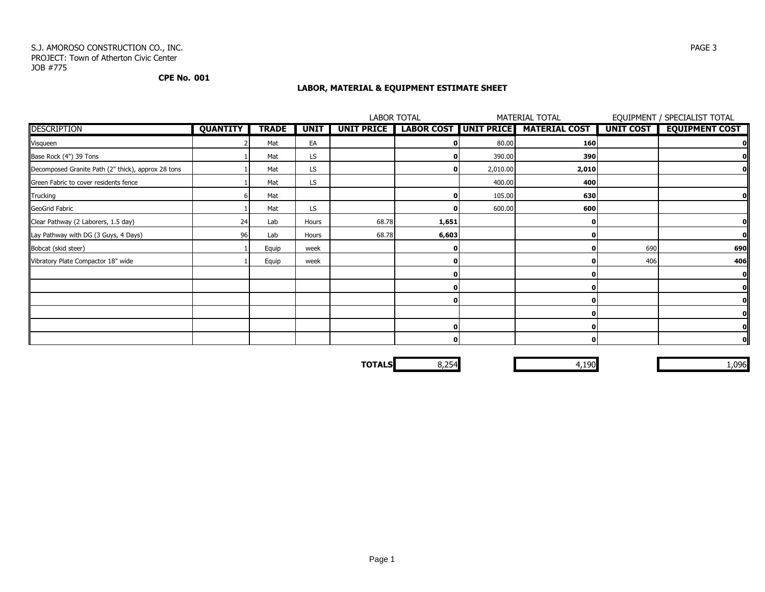S.J. AMOROSO CONSTRUCTION CO., INC.
PROJECT: Town of Atherton Civic Center
JOB #775

**CPE No. 001**

**LABOR, MATERIAL & EQUIPMENT ESTIMATE SHEET**

| | | | | LABOR TOTAL | | MATERIAL TOTAL | | EQUIPMENT / SPECIALIST TOTAL | |
|---|---|---|---|---|---|---|---|---|---|
| **DESCRIPTION** | **QUANTITY** | **TRADE** | **UNIT** | **UNIT PRICE** | **LABOR COST** | **UNIT PRICE** | **MATERIAL COST** | **UNIT COST** | **EQUIPMENT COST** |
| Visqueen | 2 | Mat | EA | | **0** | 80.00 | **160** | | **0** |
| Base Rock (4") 39 Tons | 1 | Mat | LS | | **0** | 390.00 | **390** | | **0** |
| Decomposed Granite Path (2" thick), approx 28 tons | 1 | Mat | LS | | **0** | 2,010.00 | **2,010** | | **0** |
| Green Fabric to cover residents fence | 1 | Mat | LS | | | 400.00 | **400** | | |
| Trucking | 6 | Mat | | | **0** | 105.00 | **630** | | **0** |
| GeoGrid Fabric | 1 | Mat | LS | | **0** | 600.00 | **600** | | |
| Clear Pathway (2 Laborers, 1.5 day) | 24 | Lab | Hours | 68.78 | **1,651** | | **0** | | **0** |
| Lay Pathway with DG (3 Guys, 4 Days) | 96 | Lab | Hours | 68.78 | **6,603** | | **0** | | **0** |
| Bobcat (skid steer) | 1 | Equip | week | | **0** | | **0** | 690 | **690** |
| Vibratory Plate Compactor 18" wide | 1 | Equip | week | | **0** | | **0** | 406 | **406** |
| | | | | | **0** | | **0** | | **0** |
| | | | | | **0** | | **0** | | **0** |
| | | | | | **0** | | **0** | | **0** |
| | | | | | | | **0** | | **0** |
| | | | | | **0** | | **0** | | **0** |
| | | | | | **0** | | **0** | | **0** |
| | | | | **TOTALS** | 8,254 | | 4,190 | | 1,096 |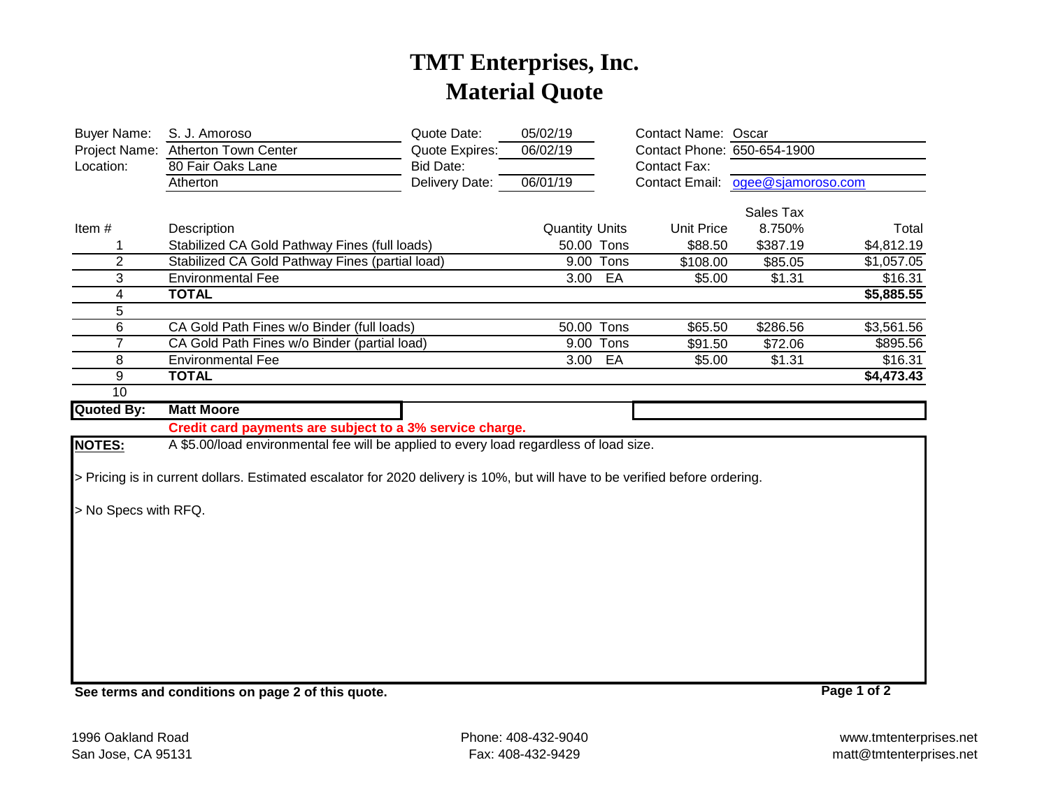# TMT Enterprises, Inc.
# Material Quote

| | | | | | |
|---|---|---|---|---|---|
| Buyer Name: | S. J. Amoroso | Quote Date: | 05/02/19 | Contact Name: | Oscar |
| Project Name: | Atherton Town Center | Quote Expires: | 06/02/19 | Contact Phone: | 650-654-1900 |
| Location: | 80 Fair Oaks Lane | Bid Date: | | Contact Fax: | |
| | Atherton | Delivery Date: | 06/01/19 | Contact Email: | ogee@sjamoroso.com |

| Item # | Description | Quantity | Units | Unit Price | Sales Tax 8.750% | Total |
|---|---|---|---|---|---|---|
| 1 | Stabilized CA Gold Pathway Fines (full loads) | 50.00 | Tons | $88.50 | $387.19 | $4,812.19 |
| 2 | Stabilized CA Gold Pathway Fines (partial load) | 9.00 | Tons | $108.00 | $85.05 | $1,057.05 |
| 3 | Environmental Fee | 3.00 | EA | $5.00 | $1.31 | $16.31 |
| 4 | **TOTAL** | | | | | **$5,885.55** |
| 5 | | | | | | |
| 6 | CA Gold Path Fines w/o Binder (full loads) | 50.00 | Tons | $65.50 | $286.56 | $3,561.56 |
| 7 | CA Gold Path Fines w/o Binder (partial load) | 9.00 | Tons | $91.50 | $72.06 | $895.56 |
| 8 | Environmental Fee | 3.00 | EA | $5.00 | $1.31 | $16.31 |
| 9 | **TOTAL** | | | | | **$4,473.43** |
| 10 | | | | | | |

**Quoted By:** **Matt Moore**

**Credit card payments are subject to a 3% service charge.**

**NOTES:** A $5.00/load environmental fee will be applied to every load regardless of load size.

> Pricing is in current dollars. Estimated escalator for 2020 delivery is 10%, but will have to be verified before ordering.

> No Specs with RFQ.

**See terms and conditions on page 2 of this quote.**

1996 Oakland Road
San Jose, CA 95131

Phone: 408-432-9040
Fax: 408-432-9429

www.tmtenterprises.net
matt@tmtenterprises.net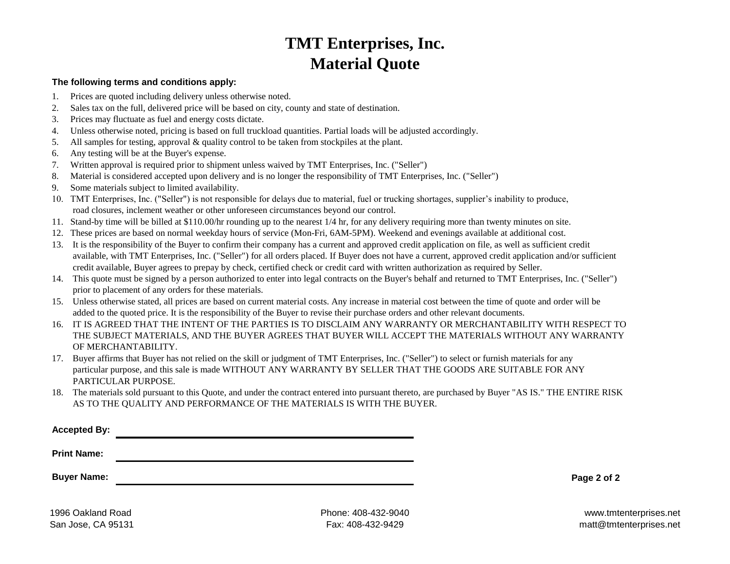# TMT Enterprises, Inc.
# Material Quote

**The following terms and conditions apply:**

1. Prices are quoted including delivery unless otherwise noted.
2. Sales tax on the full, delivered price will be based on city, county and state of destination.
3. Prices may fluctuate as fuel and energy costs dictate.
4. Unless otherwise noted, pricing is based on full truckload quantities. Partial loads will be adjusted accordingly.
5. All samples for testing, approval & quality control to be taken from stockpiles at the plant.
6. Any testing will be at the Buyer's expense.
7. Written approval is required prior to shipment unless waived by TMT Enterprises, Inc. ("Seller")
8. Material is considered accepted upon delivery and is no longer the responsibility of TMT Enterprises, Inc. ("Seller")
9. Some materials subject to limited availability.
10. TMT Enterprises, Inc. ("Seller") is not responsible for delays due to material, fuel or trucking shortages, supplier's inability to produce, road closures, inclement weather or other unforeseen circumstances beyond our control.
11. Stand-by time will be billed at $110.00/hr rounding up to the nearest 1/4 hr, for any delivery requiring more than twenty minutes on site.
12. These prices are based on normal weekday hours of service (Mon-Fri, 6AM-5PM). Weekend and evenings available at additional cost.
13. It is the responsibility of the Buyer to confirm their company has a current and approved credit application on file, as well as sufficient credit available, with TMT Enterprises, Inc. ("Seller") for all orders placed. If Buyer does not have a current, approved credit application and/or sufficient credit available, Buyer agrees to prepay by check, certified check or credit card with written authorization as required by Seller.
14. This quote must be signed by a person authorized to enter into legal contracts on the Buyer's behalf and returned to TMT Enterprises, Inc. ("Seller") prior to placement of any orders for these materials.
15. Unless otherwise stated, all prices are based on current material costs. Any increase in material cost between the time of quote and order will be added to the quoted price. It is the responsibility of the Buyer to revise their purchase orders and other relevant documents.
16. IT IS AGREED THAT THE INTENT OF THE PARTIES IS TO DISCLAIM ANY WARRANTY OR MERCHANTABILITY WITH RESPECT TO THE SUBJECT MATERIALS, AND THE BUYER AGREES THAT BUYER WILL ACCEPT THE MATERIALS WITHOUT ANY WARRANTY OF MERCHANTABILITY.
17. Buyer affirms that Buyer has not relied on the skill or judgment of TMT Enterprises, Inc. ("Seller") to select or furnish materials for any particular purpose, and this sale is made WITHOUT ANY WARRANTY BY SELLER THAT THE GOODS ARE SUITABLE FOR ANY PARTICULAR PURPOSE.
18. The materials sold pursuant to this Quote, and under the contract entered into pursuant thereto, are purchased by Buyer "AS IS." THE ENTIRE RISK AS TO THE QUALITY AND PERFORMANCE OF THE MATERIALS IS WITH THE BUYER.

**Accepted By:** ______________________________

**Print Name:** ______________________________

**Buyer Name:** ______________________________

1996 Oakland Road
San Jose, CA 95131

Phone: 408-432-9040
Fax: 408-432-9429

www.tmtenterprises.net
matt@tmtenterprises.net